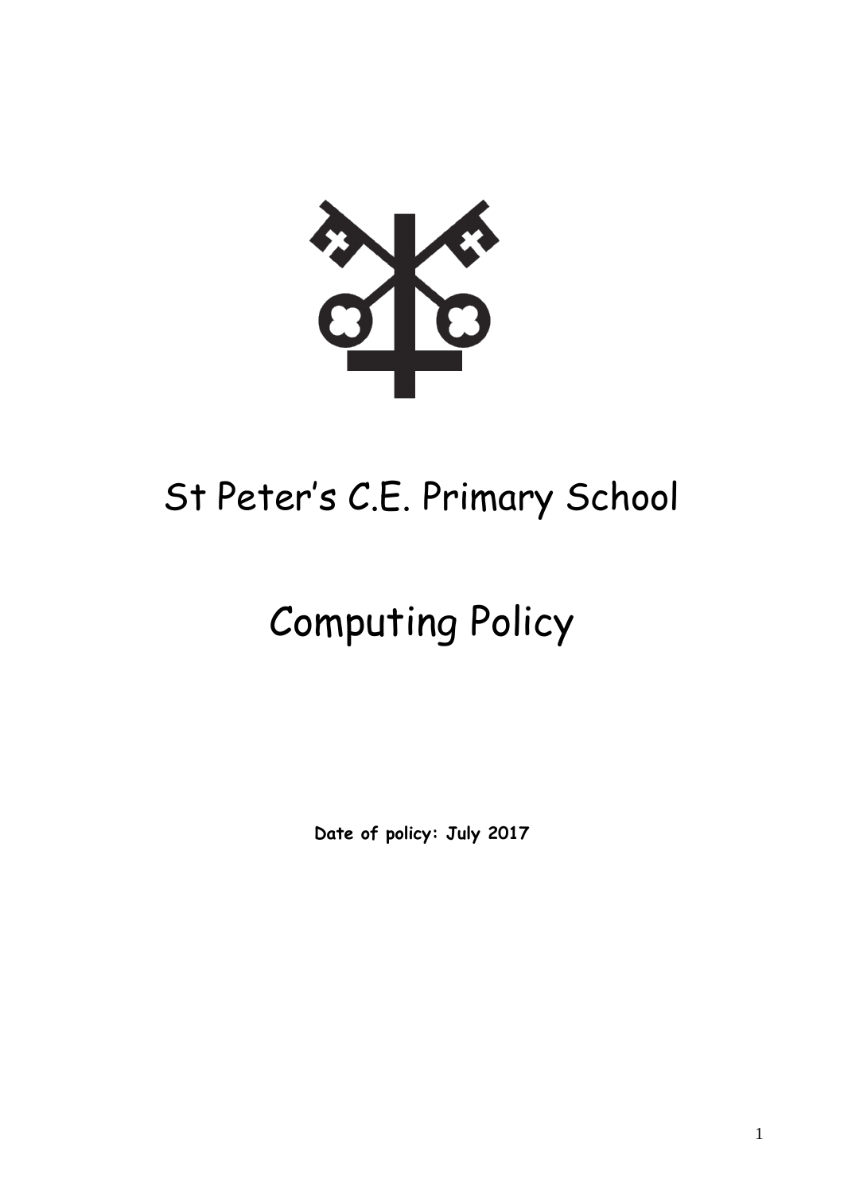# St Peter's C.E. Primary School

# Computing Policy

**Date of policy: July 2017**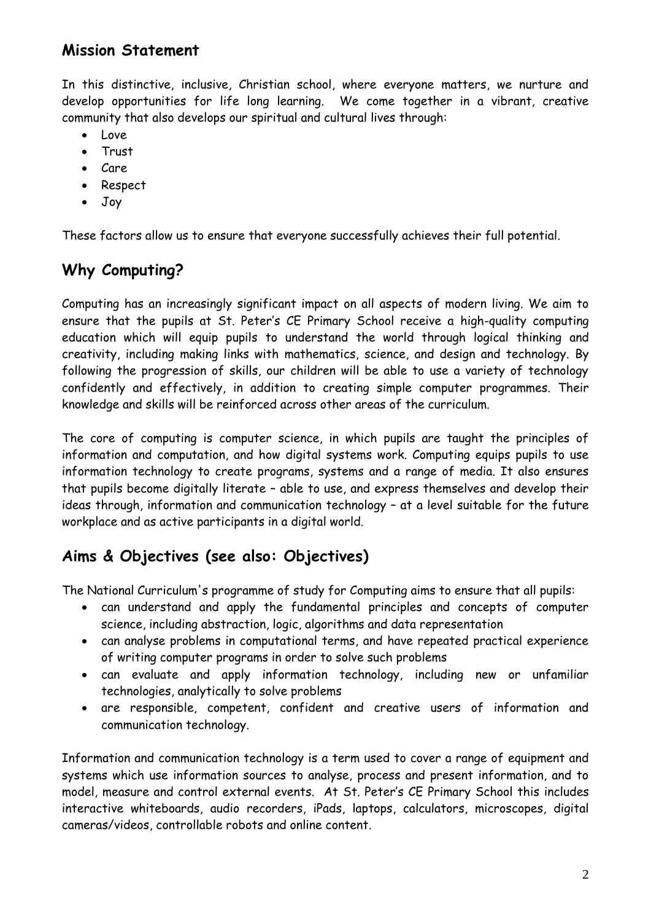## Mission Statement

In this distinctive, inclusive, Christian school, where everyone matters, we nurture and develop opportunities for life long learning. We come together in a vibrant, creative community that also develops our spiritual and cultural lives through:

- Love
- Trust
- Care
- Respect
- Joy

These factors allow us to ensure that everyone successfully achieves their full potential.

## Why Computing?

Computing has an increasingly significant impact on all aspects of modern living. We aim to ensure that the pupils at St. Peter's CE Primary School receive a high-quality computing education which will equip pupils to understand the world through logical thinking and creativity, including making links with mathematics, science, and design and technology. By following the progression of skills, our children will be able to use a variety of technology confidently and effectively, in addition to creating simple computer programmes. Their knowledge and skills will be reinforced across other areas of the curriculum.

The core of computing is computer science, in which pupils are taught the principles of information and computation, and how digital systems work. Computing equips pupils to use information technology to create programs, systems and a range of media. It also ensures that pupils become digitally literate – able to use, and express themselves and develop their ideas through, information and communication technology – at a level suitable for the future workplace and as active participants in a digital world.

## Aims & Objectives (see also: Objectives)

The National Curriculum's programme of study for Computing aims to ensure that all pupils:

- can understand and apply the fundamental principles and concepts of computer science, including abstraction, logic, algorithms and data representation
- can analyse problems in computational terms, and have repeated practical experience of writing computer programs in order to solve such problems
- can evaluate and apply information technology, including new or unfamiliar technologies, analytically to solve problems
- are responsible, competent, confident and creative users of information and communication technology.

Information and communication technology is a term used to cover a range of equipment and systems which use information sources to analyse, process and present information, and to model, measure and control external events. At St. Peter's CE Primary School this includes interactive whiteboards, audio recorders, iPads, laptops, calculators, microscopes, digital cameras/videos, controllable robots and online content.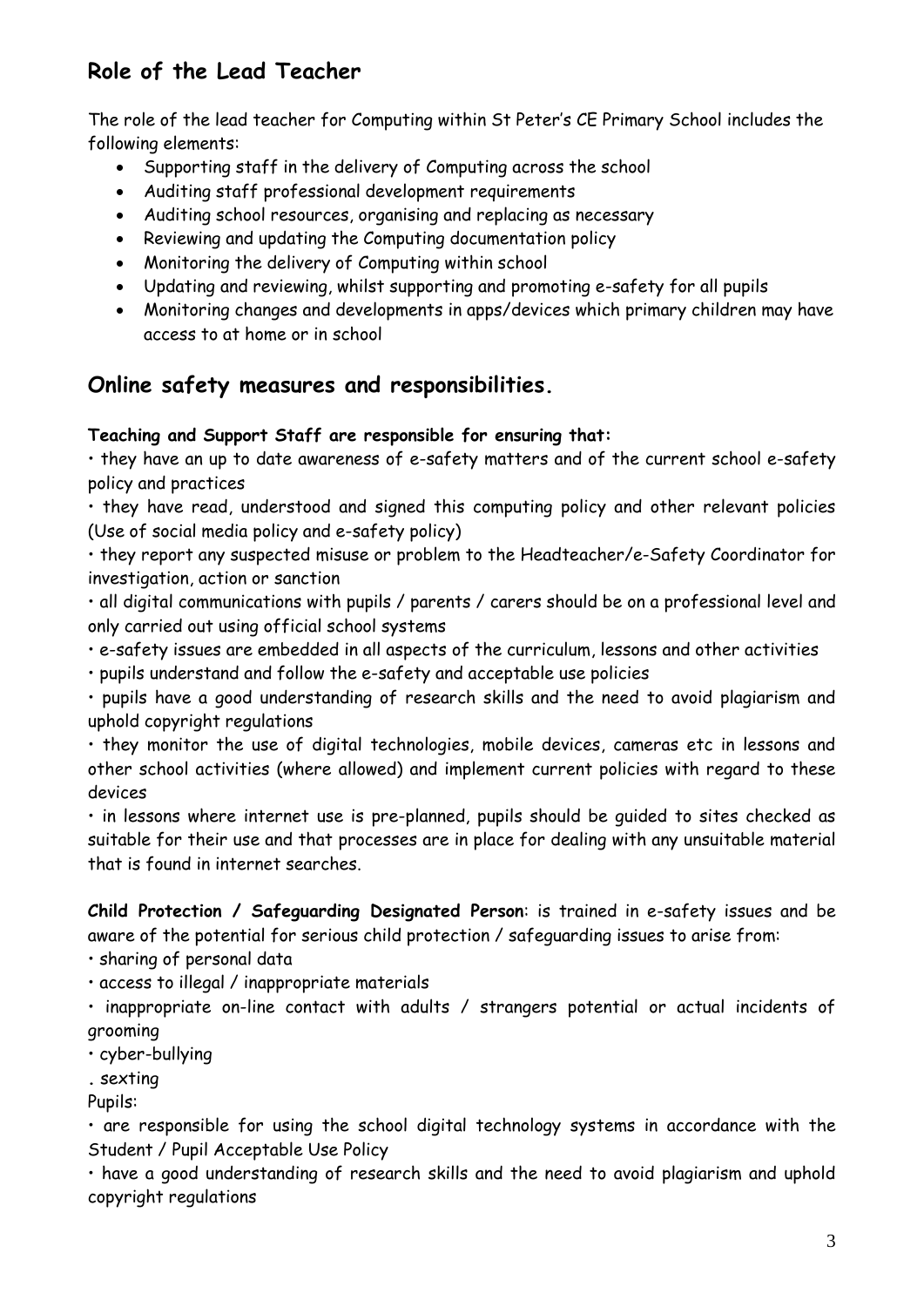## Role of the Lead Teacher

The role of the lead teacher for Computing within St Peter's CE Primary School includes the following elements:

- Supporting staff in the delivery of Computing across the school
- Auditing staff professional development requirements
- Auditing school resources, organising and replacing as necessary
- Reviewing and updating the Computing documentation policy
- Monitoring the delivery of Computing within school
- Updating and reviewing, whilst supporting and promoting e-safety for all pupils
- Monitoring changes and developments in apps/devices which primary children may have access to at home or in school

## Online safety measures and responsibilities.

**Teaching and Support Staff are responsible for ensuring that:**

• they have an up to date awareness of e-safety matters and of the current school e-safety policy and practices

• they have read, understood and signed this computing policy and other relevant policies (Use of social media policy and e-safety policy)

• they report any suspected misuse or problem to the Headteacher/e-Safety Coordinator for investigation, action or sanction

• all digital communications with pupils / parents / carers should be on a professional level and only carried out using official school systems

• e-safety issues are embedded in all aspects of the curriculum, lessons and other activities

• pupils understand and follow the e-safety and acceptable use policies

• pupils have a good understanding of research skills and the need to avoid plagiarism and uphold copyright regulations

• they monitor the use of digital technologies, mobile devices, cameras etc in lessons and other school activities (where allowed) and implement current policies with regard to these devices

• in lessons where internet use is pre-planned, pupils should be guided to sites checked as suitable for their use and that processes are in place for dealing with any unsuitable material that is found in internet searches.

**Child Protection / Safeguarding Designated Person**: is trained in e-safety issues and be aware of the potential for serious child protection / safeguarding issues to arise from:

• sharing of personal data

• access to illegal / inappropriate materials

• inappropriate on-line contact with adults / strangers potential or actual incidents of grooming

• cyber-bullying

. sexting

Pupils:

• are responsible for using the school digital technology systems in accordance with the Student / Pupil Acceptable Use Policy

• have a good understanding of research skills and the need to avoid plagiarism and uphold copyright regulations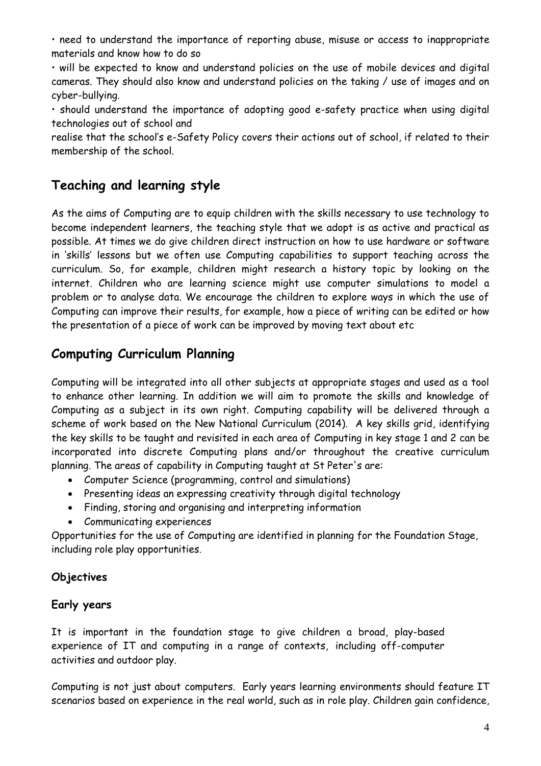• need to understand the importance of reporting abuse, misuse or access to inappropriate materials and know how to do so

• will be expected to know and understand policies on the use of mobile devices and digital cameras. They should also know and understand policies on the taking / use of images and on cyber-bullying.

• should understand the importance of adopting good e-safety practice when using digital technologies out of school and
realise that the school's e-Safety Policy covers their actions out of school, if related to their membership of the school.

## Teaching and learning style

As the aims of Computing are to equip children with the skills necessary to use technology to become independent learners, the teaching style that we adopt is as active and practical as possible. At times we do give children direct instruction on how to use hardware or software in 'skills' lessons but we often use Computing capabilities to support teaching across the curriculum. So, for example, children might research a history topic by looking on the internet. Children who are learning science might use computer simulations to model a problem or to analyse data. We encourage the children to explore ways in which the use of Computing can improve their results, for example, how a piece of writing can be edited or how the presentation of a piece of work can be improved by moving text about etc

## Computing Curriculum Planning

Computing will be integrated into all other subjects at appropriate stages and used as a tool to enhance other learning. In addition we will aim to promote the skills and knowledge of Computing as a subject in its own right. Computing capability will be delivered through a scheme of work based on the New National Curriculum (2014). A key skills grid, identifying the key skills to be taught and revisited in each area of Computing in key stage 1 and 2 can be incorporated into discrete Computing plans and/or throughout the creative curriculum planning. The areas of capability in Computing taught at St Peter's are:

- Computer Science (programming, control and simulations)
- Presenting ideas an expressing creativity through digital technology
- Finding, storing and organising and interpreting information
- Communicating experiences

Opportunities for the use of Computing are identified in planning for the Foundation Stage, including role play opportunities.

### Objectives

### Early years

It is important in the foundation stage to give children a broad, play-based experience of IT and computing in a range of contexts, including off-computer activities and outdoor play.

Computing is not just about computers. Early years learning environments should feature IT scenarios based on experience in the real world, such as in role play. Children gain confidence,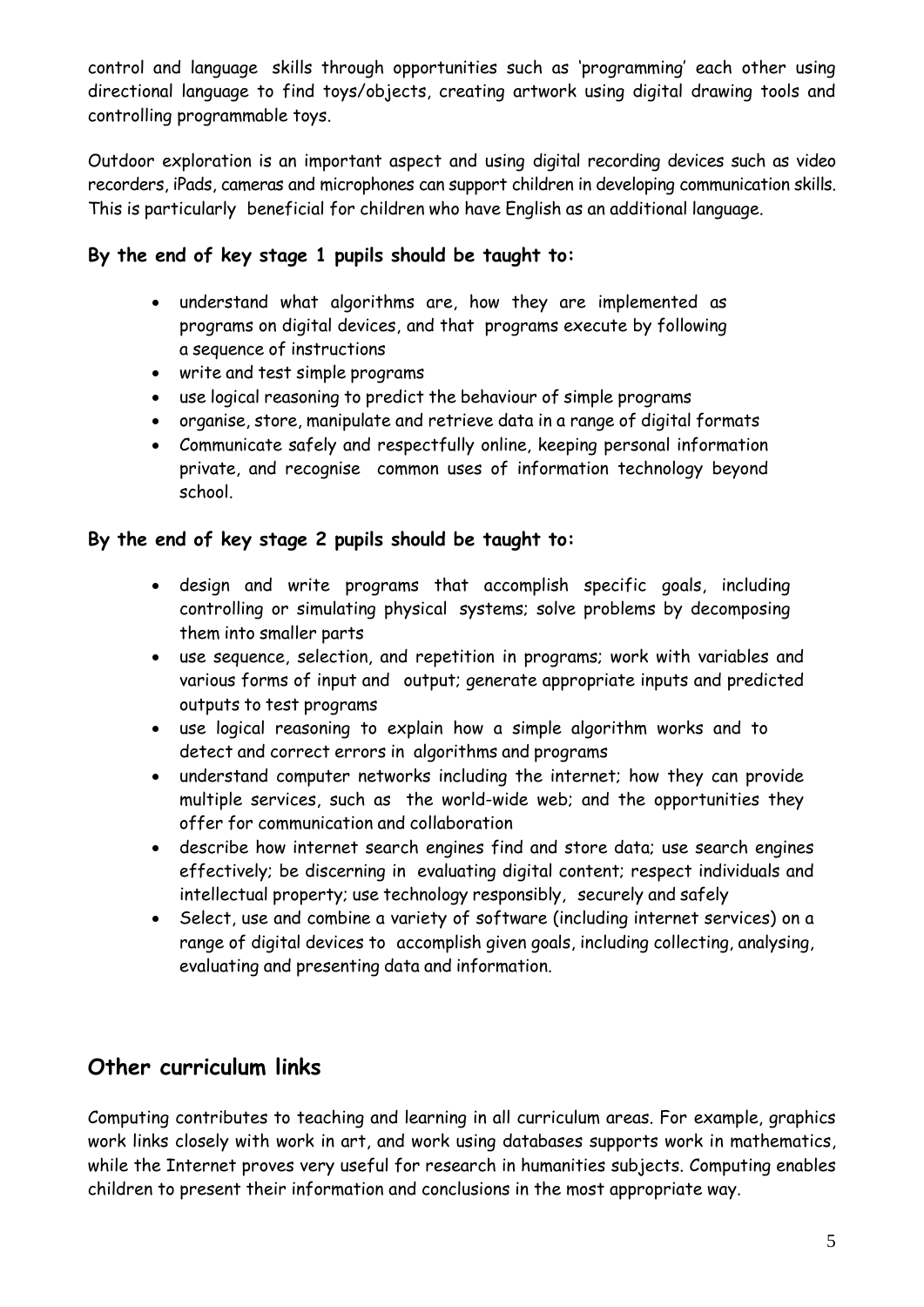control and language skills through opportunities such as 'programming' each other using directional language to find toys/objects, creating artwork using digital drawing tools and controlling programmable toys.

Outdoor exploration is an important aspect and using digital recording devices such as video recorders, iPads, cameras and microphones can support children in developing communication skills. This is particularly beneficial for children who have English as an additional language.

**By the end of key stage 1 pupils should be taught to:**

- understand what algorithms are, how they are implemented as programs on digital devices, and that programs execute by following a sequence of instructions
- write and test simple programs
- use logical reasoning to predict the behaviour of simple programs
- organise, store, manipulate and retrieve data in a range of digital formats
- Communicate safely and respectfully online, keeping personal information private, and recognise common uses of information technology beyond school.

**By the end of key stage 2 pupils should be taught to:**

- design and write programs that accomplish specific goals, including controlling or simulating physical systems; solve problems by decomposing them into smaller parts
- use sequence, selection, and repetition in programs; work with variables and various forms of input and output; generate appropriate inputs and predicted outputs to test programs
- use logical reasoning to explain how a simple algorithm works and to detect and correct errors in algorithms and programs
- understand computer networks including the internet; how they can provide multiple services, such as the world-wide web; and the opportunities they offer for communication and collaboration
- describe how internet search engines find and store data; use search engines effectively; be discerning in evaluating digital content; respect individuals and intellectual property; use technology responsibly, securely and safely
- Select, use and combine a variety of software (including internet services) on a range of digital devices to accomplish given goals, including collecting, analysing, evaluating and presenting data and information.

## Other curriculum links

Computing contributes to teaching and learning in all curriculum areas. For example, graphics work links closely with work in art, and work using databases supports work in mathematics, while the Internet proves very useful for research in humanities subjects. Computing enables children to present their information and conclusions in the most appropriate way.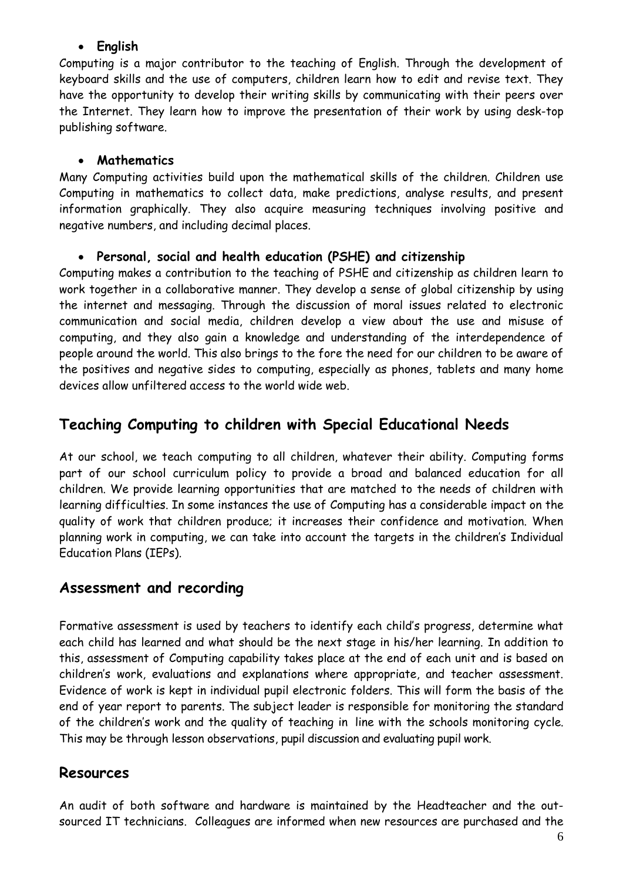- **English**

Computing is a major contributor to the teaching of English. Through the development of keyboard skills and the use of computers, children learn how to edit and revise text. They have the opportunity to develop their writing skills by communicating with their peers over the Internet. They learn how to improve the presentation of their work by using desk-top publishing software.

- **Mathematics**

Many Computing activities build upon the mathematical skills of the children. Children use Computing in mathematics to collect data, make predictions, analyse results, and present information graphically. They also acquire measuring techniques involving positive and negative numbers, and including decimal places.

- **Personal, social and health education (PSHE) and citizenship**

Computing makes a contribution to the teaching of PSHE and citizenship as children learn to work together in a collaborative manner. They develop a sense of global citizenship by using the internet and messaging. Through the discussion of moral issues related to electronic communication and social media, children develop a view about the use and misuse of computing, and they also gain a knowledge and understanding of the interdependence of people around the world. This also brings to the fore the need for our children to be aware of the positives and negative sides to computing, especially as phones, tablets and many home devices allow unfiltered access to the world wide web.

## Teaching Computing to children with Special Educational Needs

At our school, we teach computing to all children, whatever their ability. Computing forms part of our school curriculum policy to provide a broad and balanced education for all children. We provide learning opportunities that are matched to the needs of children with learning difficulties. In some instances the use of Computing has a considerable impact on the quality of work that children produce; it increases their confidence and motivation. When planning work in computing, we can take into account the targets in the children's Individual Education Plans (IEPs).

## Assessment and recording

Formative assessment is used by teachers to identify each child's progress, determine what each child has learned and what should be the next stage in his/her learning. In addition to this, assessment of Computing capability takes place at the end of each unit and is based on children's work, evaluations and explanations where appropriate, and teacher assessment. Evidence of work is kept in individual pupil electronic folders. This will form the basis of the end of year report to parents. The subject leader is responsible for monitoring the standard of the children's work and the quality of teaching in line with the schools monitoring cycle. This may be through lesson observations, pupil discussion and evaluating pupil work.

## Resources

An audit of both software and hardware is maintained by the Headteacher and the out-sourced IT technicians. Colleagues are informed when new resources are purchased and the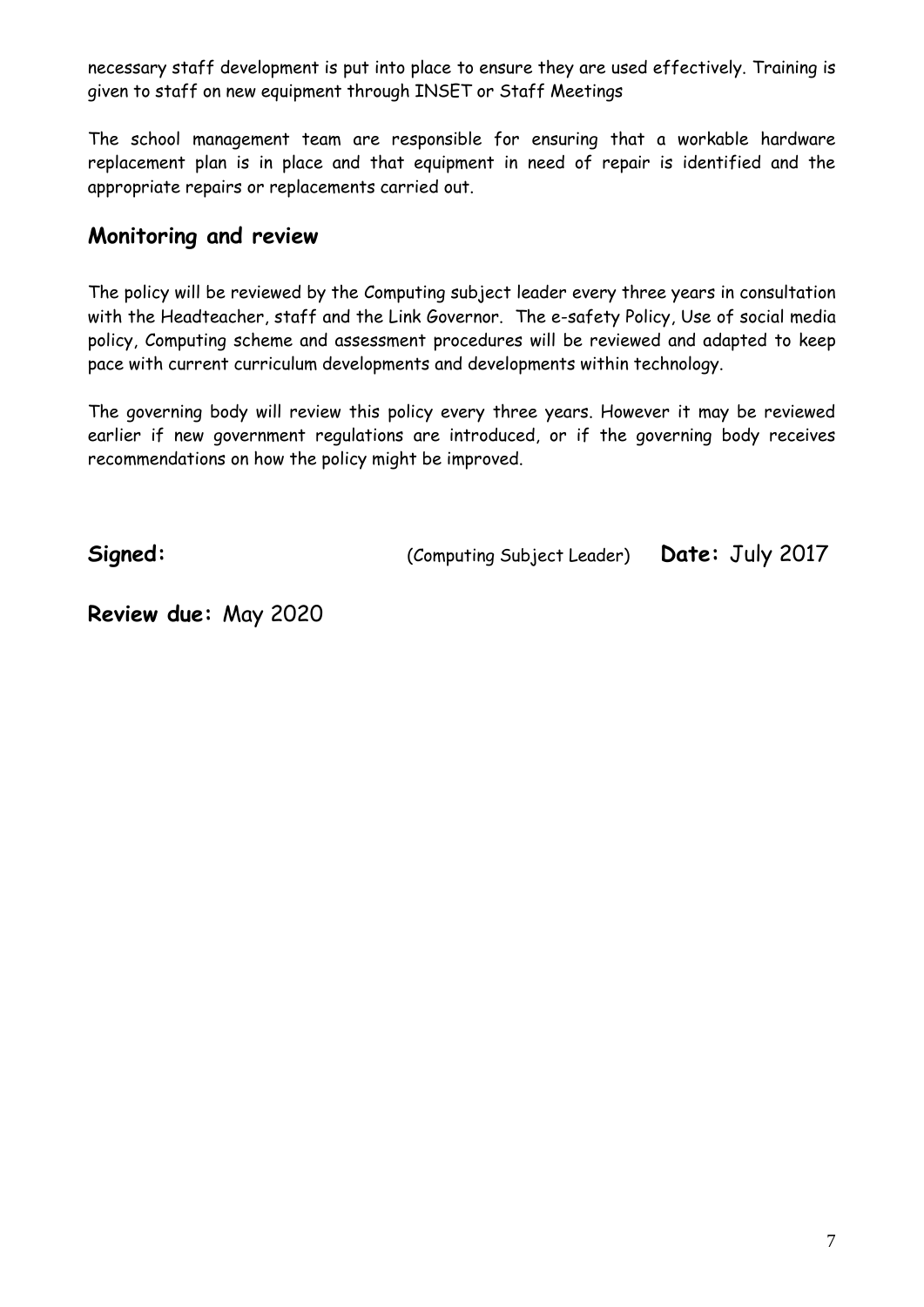necessary staff development is put into place to ensure they are used effectively. Training is given to staff on new equipment through INSET or Staff Meetings

The school management team are responsible for ensuring that a workable hardware replacement plan is in place and that equipment in need of repair is identified and the appropriate repairs or replacements carried out.

## Monitoring and review

The policy will be reviewed by the Computing subject leader every three years in consultation with the Headteacher, staff and the Link Governor. The e-safety Policy, Use of social media policy, Computing scheme and assessment procedures will be reviewed and adapted to keep pace with current curriculum developments and developments within technology.

The governing body will review this policy every three years. However it may be reviewed earlier if new government regulations are introduced, or if the governing body receives recommendations on how the policy might be improved.

**Signed:** (Computing Subject Leader) **Date:** July 2017

**Review due:** May 2020